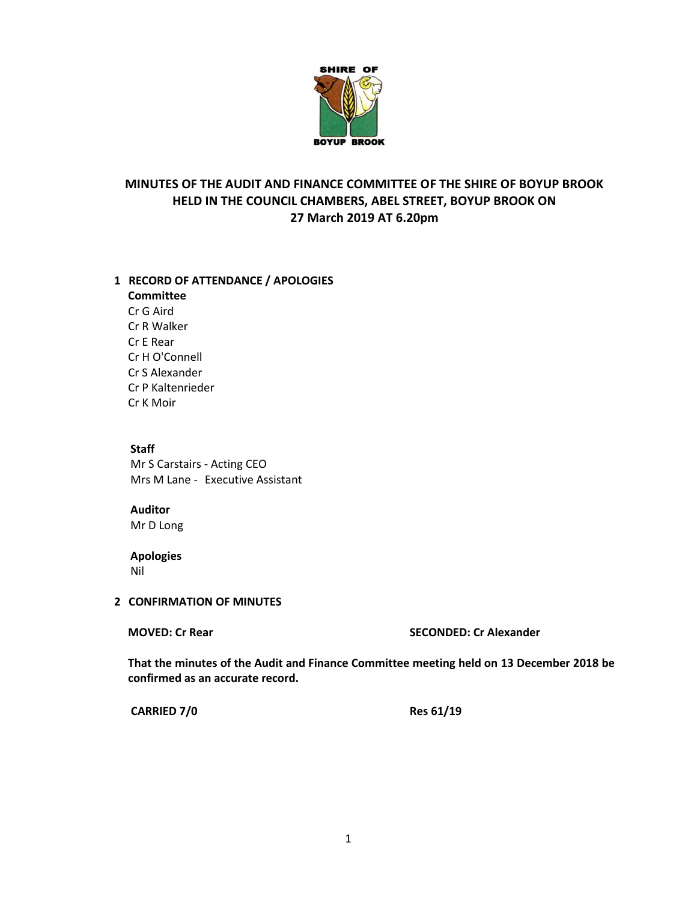# MINUTES OF THE AUDIT AND FINANCE COMMITTEE OF THE SHIRE OF BOYUP BROOK HELD IN THE COUNCIL CHAMBERS, ABEL STREET, BOYUP BROOK ON 27 March 2019 AT 6.20pm

## 1 RECORD OF ATTENDANCE / APOLOGIES

**Committee**

Cr G Aird
Cr R Walker
Cr E Rear
Cr H O'Connell
Cr S Alexander
Cr P Kaltenrieder
Cr K Moir

**Staff**

Mr S Carstairs - Acting CEO
Mrs M Lane - Executive Assistant

**Auditor**

Mr D Long

**Apologies**

Nil

## 2 CONFIRMATION OF MINUTES

**MOVED: Cr Rear** **SECONDED: Cr Alexander**

**That the minutes of the Audit and Finance Committee meeting held on 13 December 2018 be confirmed as an accurate record.**

**CARRIED 7/0** **Res 61/19**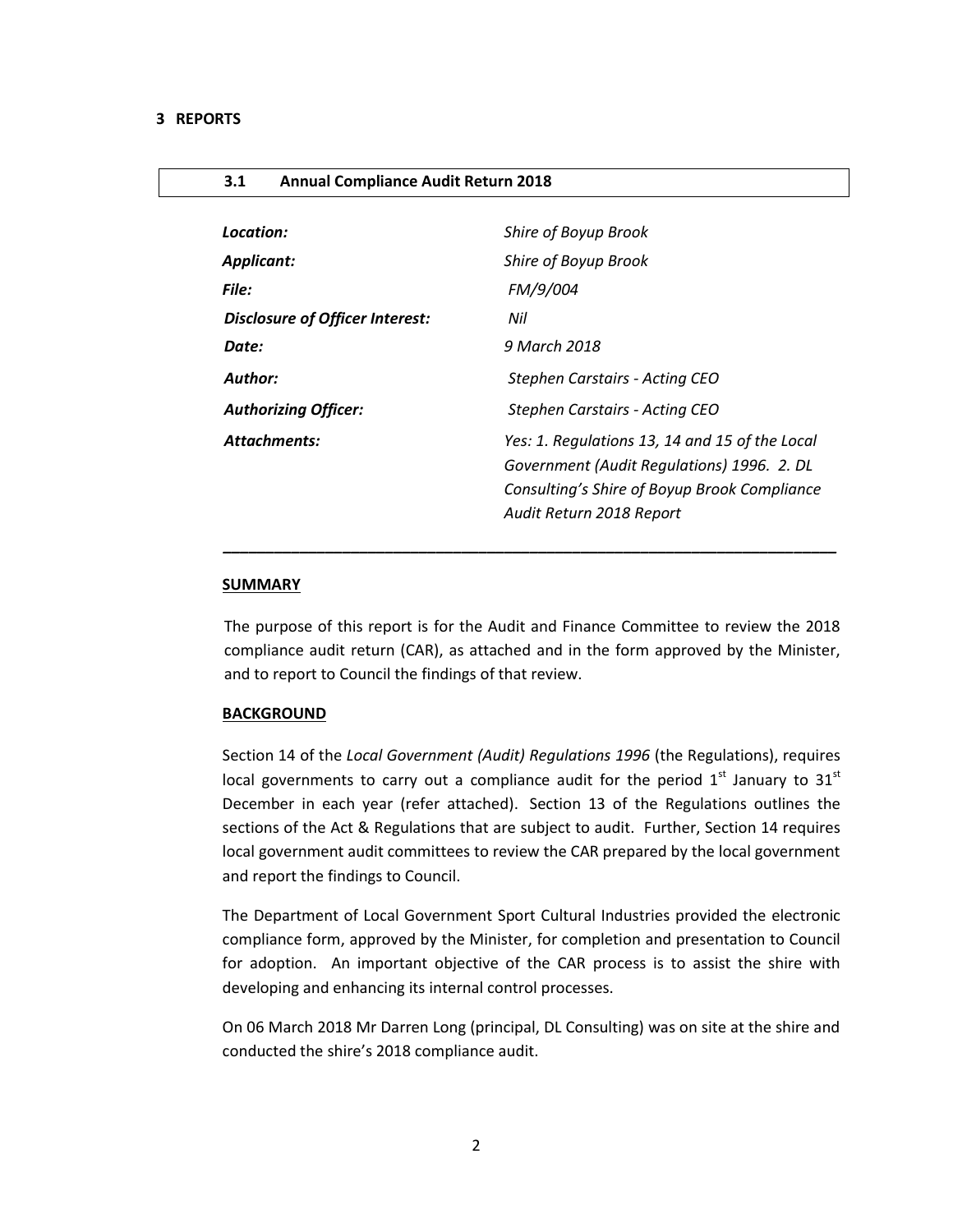# 3 REPORTS

## 3.1 Annual Compliance Audit Return 2018

| | |
|---|---|
| ***Location:*** | *Shire of Boyup Brook* |
| ***Applicant:*** | *Shire of Boyup Brook* |
| ***File:*** | *FM/9/004* |
| ***Disclosure of Officer Interest:*** | *Nil* |
| ***Date:*** | *9 March 2018* |
| ***Author:*** | *Stephen Carstairs - Acting CEO* |
| ***Authorizing Officer:*** | *Stephen Carstairs - Acting CEO* |
| ***Attachments:*** | *Yes: 1. Regulations 13, 14 and 15 of the Local Government (Audit Regulations) 1996. 2. DL Consulting's Shire of Boyup Brook Compliance Audit Return 2018 Report* |

---

**SUMMARY**

The purpose of this report is for the Audit and Finance Committee to review the 2018 compliance audit return (CAR), as attached and in the form approved by the Minister, and to report to Council the findings of that review.

**BACKGROUND**

Section 14 of the *Local Government (Audit) Regulations 1996* (the Regulations), requires local governments to carry out a compliance audit for the period 1st January to 31st December in each year (refer attached). Section 13 of the Regulations outlines the sections of the Act & Regulations that are subject to audit. Further, Section 14 requires local government audit committees to review the CAR prepared by the local government and report the findings to Council.

The Department of Local Government Sport Cultural Industries provided the electronic compliance form, approved by the Minister, for completion and presentation to Council for adoption. An important objective of the CAR process is to assist the shire with developing and enhancing its internal control processes.

On 06 March 2018 Mr Darren Long (principal, DL Consulting) was on site at the shire and conducted the shire's 2018 compliance audit.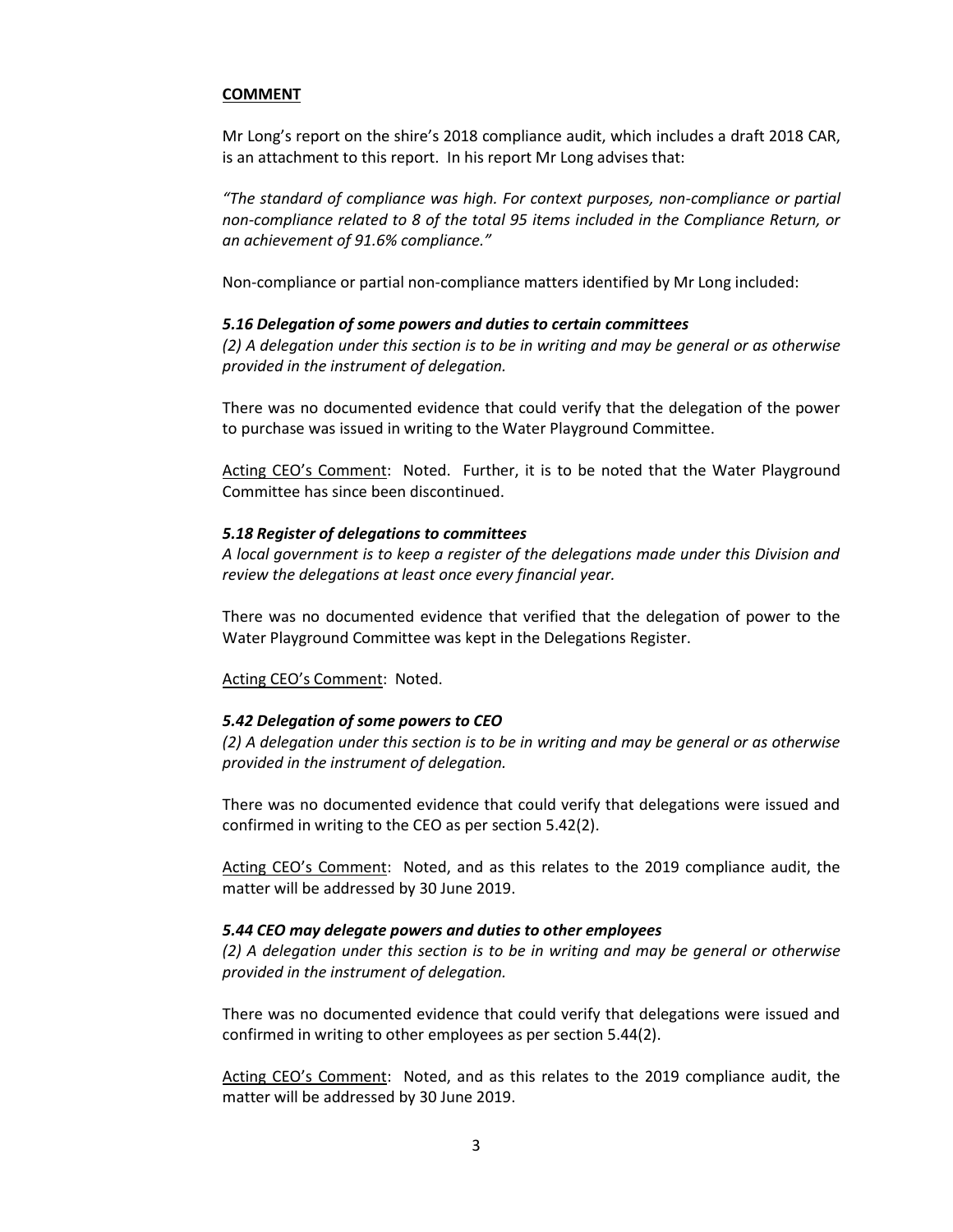**COMMENT**

Mr Long's report on the shire's 2018 compliance audit, which includes a draft 2018 CAR, is an attachment to this report. In his report Mr Long advises that:

*"The standard of compliance was high. For context purposes, non-compliance or partial non-compliance related to 8 of the total 95 items included in the Compliance Return, or an achievement of 91.6% compliance."*

Non-compliance or partial non-compliance matters identified by Mr Long included:

***5.16 Delegation of some powers and duties to certain committees***
*(2) A delegation under this section is to be in writing and may be general or as otherwise provided in the instrument of delegation.*

There was no documented evidence that could verify that the delegation of the power to purchase was issued in writing to the Water Playground Committee.

Acting CEO's Comment: Noted. Further, it is to be noted that the Water Playground Committee has since been discontinued.

***5.18 Register of delegations to committees***
*A local government is to keep a register of the delegations made under this Division and review the delegations at least once every financial year.*

There was no documented evidence that verified that the delegation of power to the Water Playground Committee was kept in the Delegations Register.

Acting CEO's Comment: Noted.

***5.42 Delegation of some powers to CEO***
*(2) A delegation under this section is to be in writing and may be general or as otherwise provided in the instrument of delegation.*

There was no documented evidence that could verify that delegations were issued and confirmed in writing to the CEO as per section 5.42(2).

Acting CEO's Comment: Noted, and as this relates to the 2019 compliance audit, the matter will be addressed by 30 June 2019.

***5.44 CEO may delegate powers and duties to other employees***
*(2) A delegation under this section is to be in writing and may be general or otherwise provided in the instrument of delegation.*

There was no documented evidence that could verify that delegations were issued and confirmed in writing to other employees as per section 5.44(2).

Acting CEO's Comment: Noted, and as this relates to the 2019 compliance audit, the matter will be addressed by 30 June 2019.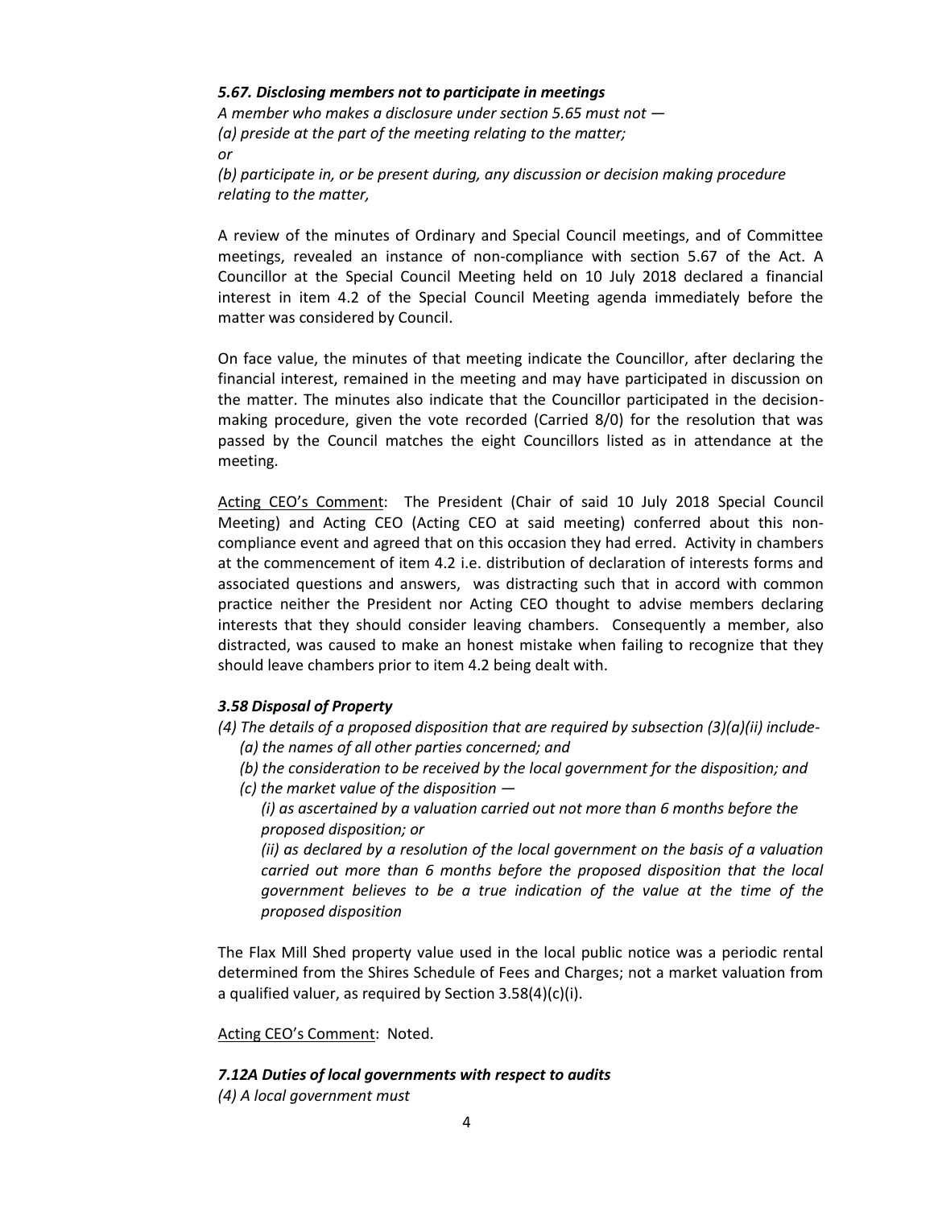***5.67. Disclosing members not to participate in meetings***

*A member who makes a disclosure under section 5.65 must not —*
*(a) preside at the part of the meeting relating to the matter;*
*or*
*(b) participate in, or be present during, any discussion or decision making procedure relating to the matter,*

A review of the minutes of Ordinary and Special Council meetings, and of Committee meetings, revealed an instance of non-compliance with section 5.67 of the Act. A Councillor at the Special Council Meeting held on 10 July 2018 declared a financial interest in item 4.2 of the Special Council Meeting agenda immediately before the matter was considered by Council.

On face value, the minutes of that meeting indicate the Councillor, after declaring the financial interest, remained in the meeting and may have participated in discussion on the matter. The minutes also indicate that the Councillor participated in the decision-making procedure, given the vote recorded (Carried 8/0) for the resolution that was passed by the Council matches the eight Councillors listed as in attendance at the meeting.

<u>Acting CEO's Comment</u>: The President (Chair of said 10 July 2018 Special Council Meeting) and Acting CEO (Acting CEO at said meeting) conferred about this non-compliance event and agreed that on this occasion they had erred. Activity in chambers at the commencement of item 4.2 i.e. distribution of declaration of interests forms and associated questions and answers, was distracting such that in accord with common practice neither the President nor Acting CEO thought to advise members declaring interests that they should consider leaving chambers. Consequently a member, also distracted, was caused to make an honest mistake when failing to recognize that they should leave chambers prior to item 4.2 being dealt with.

***3.58 Disposal of Property***

*(4) The details of a proposed disposition that are required by subsection (3)(a)(ii) include-*
- *(a) the names of all other parties concerned; and*
- *(b) the consideration to be received by the local government for the disposition; and*
- *(c) the market value of the disposition —*
  - *(i) as ascertained by a valuation carried out not more than 6 months before the proposed disposition; or*
  - *(ii) as declared by a resolution of the local government on the basis of a valuation carried out more than 6 months before the proposed disposition that the local government believes to be a true indication of the value at the time of the proposed disposition*

The Flax Mill Shed property value used in the local public notice was a periodic rental determined from the Shires Schedule of Fees and Charges; not a market valuation from a qualified valuer, as required by Section 3.58(4)(c)(i).

<u>Acting CEO's Comment</u>: Noted.

***7.12A Duties of local governments with respect to audits***

*(4) A local government must*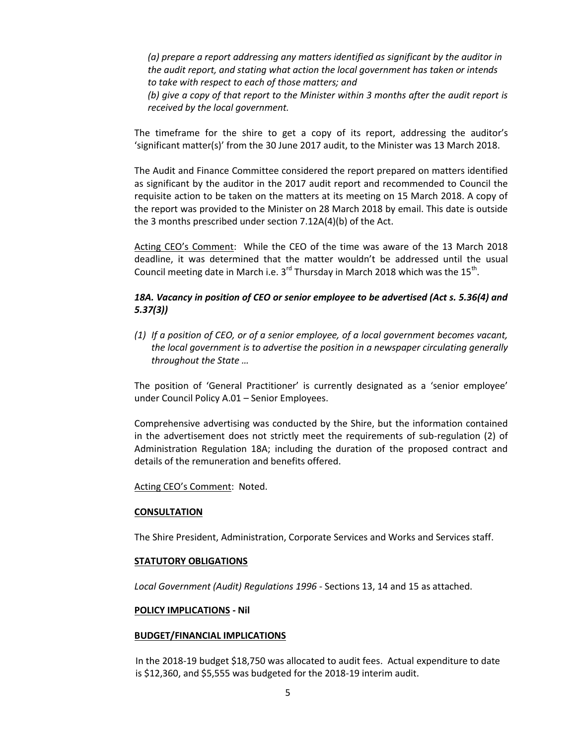*(a) prepare a report addressing any matters identified as significant by the auditor in the audit report, and stating what action the local government has taken or intends to take with respect to each of those matters; and*
*(b) give a copy of that report to the Minister within 3 months after the audit report is received by the local government.*

The timeframe for the shire to get a copy of its report, addressing the auditor's 'significant matter(s)' from the 30 June 2017 audit, to the Minister was 13 March 2018.

The Audit and Finance Committee considered the report prepared on matters identified as significant by the auditor in the 2017 audit report and recommended to Council the requisite action to be taken on the matters at its meeting on 15 March 2018. A copy of the report was provided to the Minister on 28 March 2018 by email. This date is outside the 3 months prescribed under section 7.12A(4)(b) of the Act.

Acting CEO's Comment: While the CEO of the time was aware of the 13 March 2018 deadline, it was determined that the matter wouldn't be addressed until the usual Council meeting date in March i.e. 3rd Thursday in March 2018 which was the 15th.

***18A. Vacancy in position of CEO or senior employee to be advertised (Act s. 5.36(4) and 5.37(3))***

*(1) If a position of CEO, or of a senior employee, of a local government becomes vacant, the local government is to advertise the position in a newspaper circulating generally throughout the State …*

The position of 'General Practitioner' is currently designated as a 'senior employee' under Council Policy A.01 – Senior Employees.

Comprehensive advertising was conducted by the Shire, but the information contained in the advertisement does not strictly meet the requirements of sub-regulation (2) of Administration Regulation 18A; including the duration of the proposed contract and details of the remuneration and benefits offered.

Acting CEO's Comment: Noted.

**CONSULTATION**

The Shire President, Administration, Corporate Services and Works and Services staff.

**STATUTORY OBLIGATIONS**

*Local Government (Audit) Regulations 1996* - Sections 13, 14 and 15 as attached.

**POLICY IMPLICATIONS - Nil**

**BUDGET/FINANCIAL IMPLICATIONS**

In the 2018-19 budget $18,750 was allocated to audit fees. Actual expenditure to date is $12,360, and $5,555 was budgeted for the 2018-19 interim audit.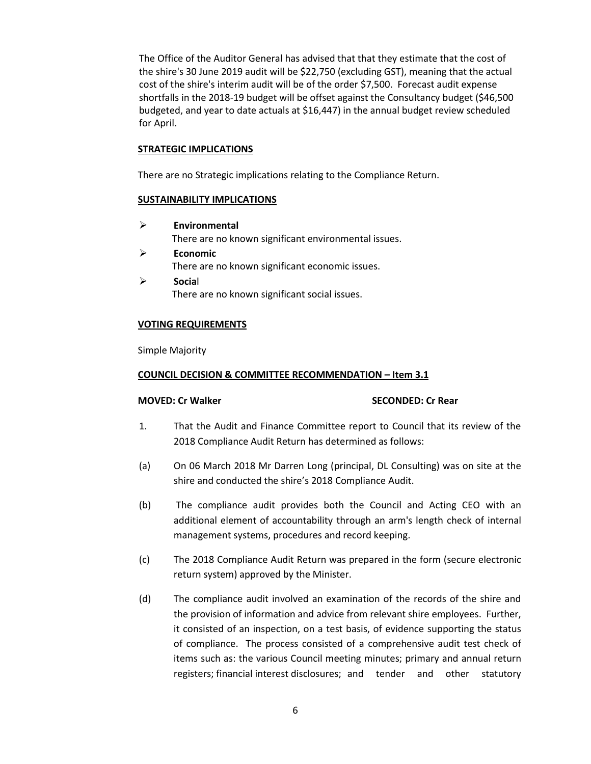The Office of the Auditor General has advised that that they estimate that the cost of the shire's 30 June 2019 audit will be $22,750 (excluding GST), meaning that the actual cost of the shire's interim audit will be of the order $7,500. Forecast audit expense shortfalls in the 2018-19 budget will be offset against the Consultancy budget ($46,500 budgeted, and year to date actuals at $16,447) in the annual budget review scheduled for April.

**STRATEGIC IMPLICATIONS**

There are no Strategic implications relating to the Compliance Return.

**SUSTAINABILITY IMPLICATIONS**

- **Environmental**
  There are no known significant environmental issues.
- **Economic**
  There are no known significant economic issues.
- **Social**
  There are no known significant social issues.

**VOTING REQUIREMENTS**

Simple Majority

**COUNCIL DECISION & COMMITTEE RECOMMENDATION – Item 3.1**

**MOVED: Cr Walker** **SECONDED: Cr Rear**

1. That the Audit and Finance Committee report to Council that its review of the 2018 Compliance Audit Return has determined as follows:

(a) On 06 March 2018 Mr Darren Long (principal, DL Consulting) was on site at the shire and conducted the shire's 2018 Compliance Audit.

(b) The compliance audit provides both the Council and Acting CEO with an additional element of accountability through an arm's length check of internal management systems, procedures and record keeping.

(c) The 2018 Compliance Audit Return was prepared in the form (secure electronic return system) approved by the Minister.

(d) The compliance audit involved an examination of the records of the shire and the provision of information and advice from relevant shire employees. Further, it consisted of an inspection, on a test basis, of evidence supporting the status of compliance. The process consisted of a comprehensive audit test check of items such as: the various Council meeting minutes; primary and annual return registers; financial interest disclosures; and tender and other statutory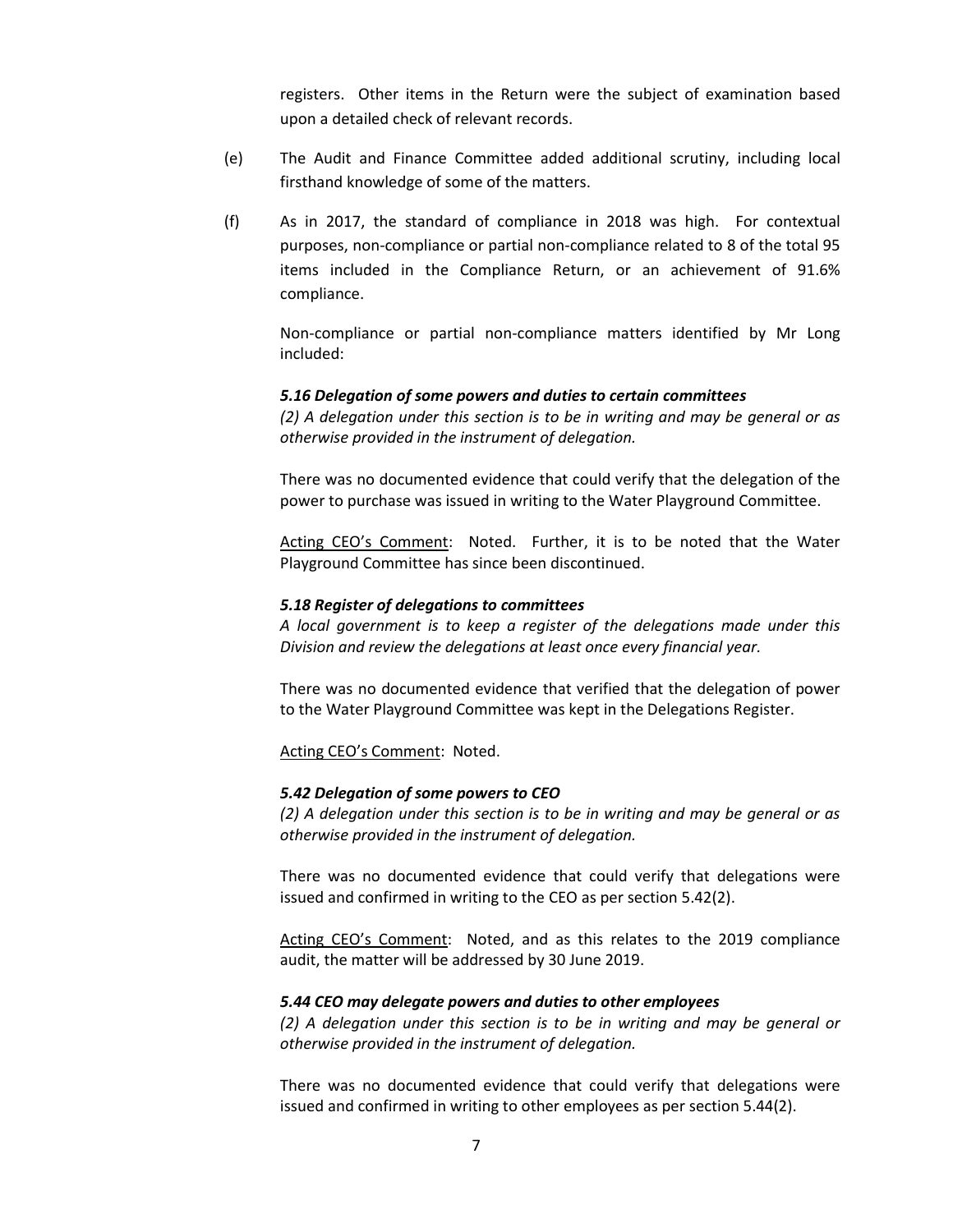registers. Other items in the Return were the subject of examination based upon a detailed check of relevant records.

(e) The Audit and Finance Committee added additional scrutiny, including local firsthand knowledge of some of the matters.

(f) As in 2017, the standard of compliance in 2018 was high. For contextual purposes, non-compliance or partial non-compliance related to 8 of the total 95 items included in the Compliance Return, or an achievement of 91.6% compliance.

Non-compliance or partial non-compliance matters identified by Mr Long included:

***5.16 Delegation of some powers and duties to certain committees***
*(2) A delegation under this section is to be in writing and may be general or as otherwise provided in the instrument of delegation.*

There was no documented evidence that could verify that the delegation of the power to purchase was issued in writing to the Water Playground Committee.

Acting CEO's Comment: Noted. Further, it is to be noted that the Water Playground Committee has since been discontinued.

***5.18 Register of delegations to committees***
*A local government is to keep a register of the delegations made under this Division and review the delegations at least once every financial year.*

There was no documented evidence that verified that the delegation of power to the Water Playground Committee was kept in the Delegations Register.

Acting CEO's Comment: Noted.

***5.42 Delegation of some powers to CEO***
*(2) A delegation under this section is to be in writing and may be general or as otherwise provided in the instrument of delegation.*

There was no documented evidence that could verify that delegations were issued and confirmed in writing to the CEO as per section 5.42(2).

Acting CEO's Comment: Noted, and as this relates to the 2019 compliance audit, the matter will be addressed by 30 June 2019.

***5.44 CEO may delegate powers and duties to other employees***
*(2) A delegation under this section is to be in writing and may be general or otherwise provided in the instrument of delegation.*

There was no documented evidence that could verify that delegations were issued and confirmed in writing to other employees as per section 5.44(2).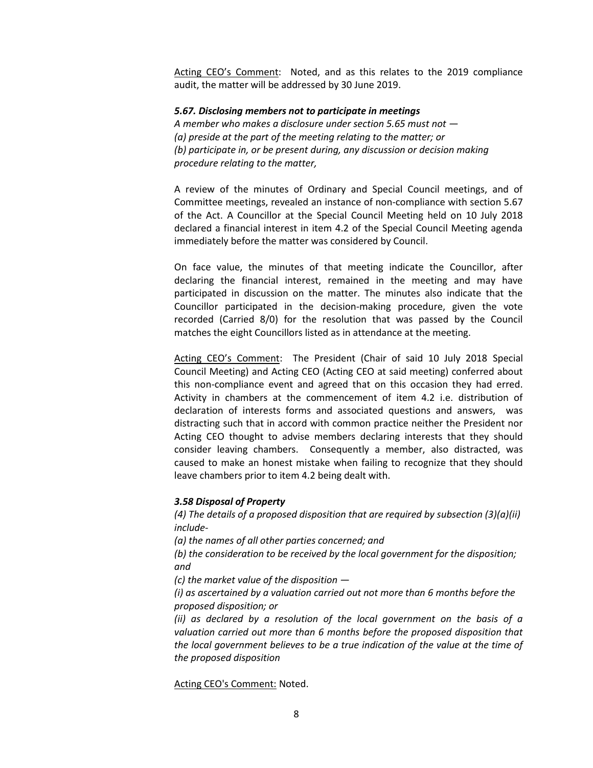Acting CEO's Comment: Noted, and as this relates to the 2019 compliance audit, the matter will be addressed by 30 June 2019.

***5.67. Disclosing members not to participate in meetings***

*A member who makes a disclosure under section 5.65 must not —*
*(a) preside at the part of the meeting relating to the matter; or*
*(b) participate in, or be present during, any discussion or decision making procedure relating to the matter,*

A review of the minutes of Ordinary and Special Council meetings, and of Committee meetings, revealed an instance of non-compliance with section 5.67 of the Act. A Councillor at the Special Council Meeting held on 10 July 2018 declared a financial interest in item 4.2 of the Special Council Meeting agenda immediately before the matter was considered by Council.

On face value, the minutes of that meeting indicate the Councillor, after declaring the financial interest, remained in the meeting and may have participated in discussion on the matter. The minutes also indicate that the Councillor participated in the decision-making procedure, given the vote recorded (Carried 8/0) for the resolution that was passed by the Council matches the eight Councillors listed as in attendance at the meeting.

Acting CEO's Comment: The President (Chair of said 10 July 2018 Special Council Meeting) and Acting CEO (Acting CEO at said meeting) conferred about this non-compliance event and agreed that on this occasion they had erred. Activity in chambers at the commencement of item 4.2 i.e. distribution of declaration of interests forms and associated questions and answers, was distracting such that in accord with common practice neither the President nor Acting CEO thought to advise members declaring interests that they should consider leaving chambers. Consequently a member, also distracted, was caused to make an honest mistake when failing to recognize that they should leave chambers prior to item 4.2 being dealt with.

***3.58 Disposal of Property***

*(4) The details of a proposed disposition that are required by subsection (3)(a)(ii) include-*

*(a) the names of all other parties concerned; and*

*(b) the consideration to be received by the local government for the disposition; and*

*(c) the market value of the disposition —*

*(i) as ascertained by a valuation carried out not more than 6 months before the proposed disposition; or*

*(ii) as declared by a resolution of the local government on the basis of a valuation carried out more than 6 months before the proposed disposition that the local government believes to be a true indication of the value at the time of the proposed disposition*

Acting CEO's Comment: Noted.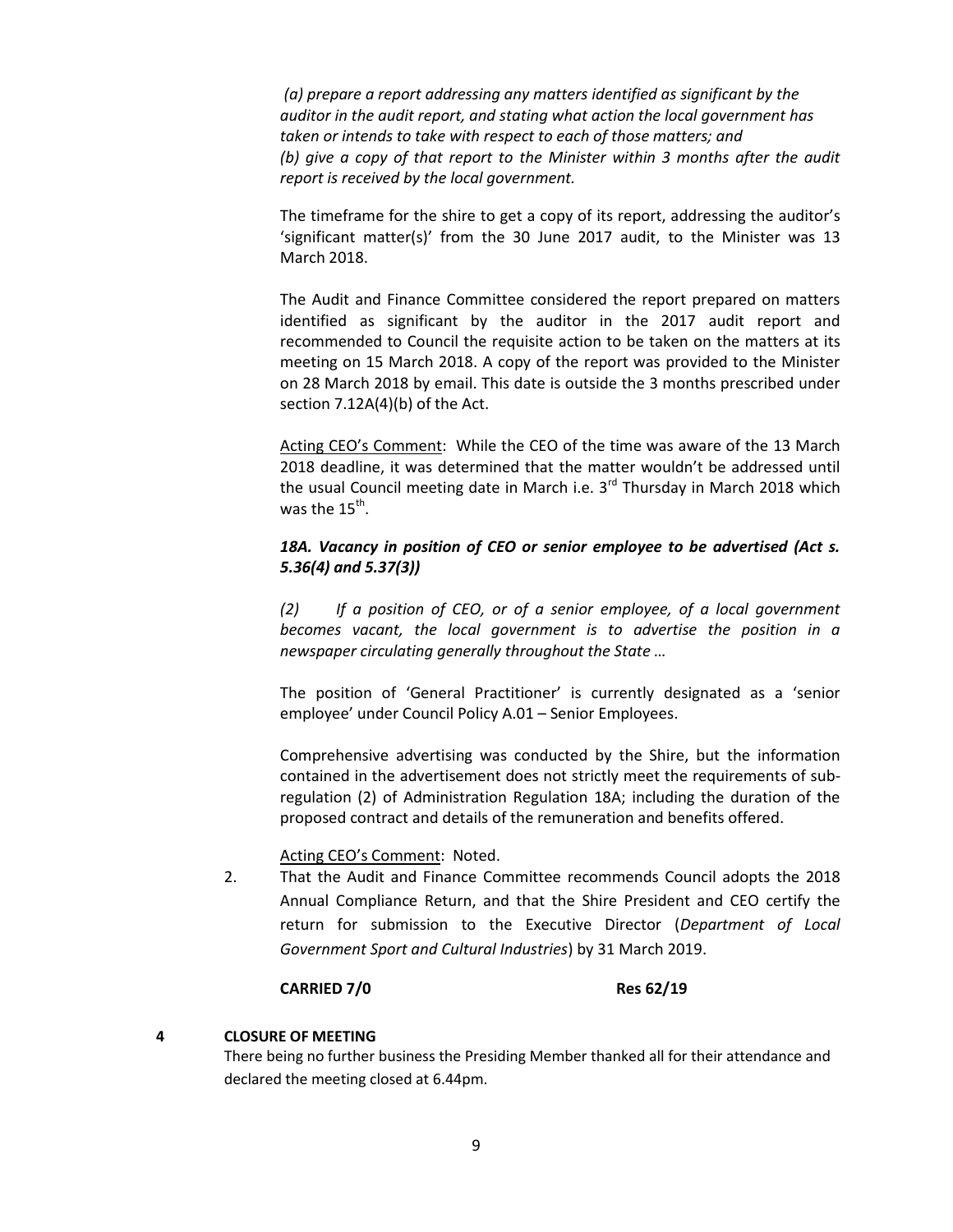*(a) prepare a report addressing any matters identified as significant by the auditor in the audit report, and stating what action the local government has taken or intends to take with respect to each of those matters; and*
*(b) give a copy of that report to the Minister within 3 months after the audit report is received by the local government.*

The timeframe for the shire to get a copy of its report, addressing the auditor's 'significant matter(s)' from the 30 June 2017 audit, to the Minister was 13 March 2018.

The Audit and Finance Committee considered the report prepared on matters identified as significant by the auditor in the 2017 audit report and recommended to Council the requisite action to be taken on the matters at its meeting on 15 March 2018. A copy of the report was provided to the Minister on 28 March 2018 by email. This date is outside the 3 months prescribed under section 7.12A(4)(b) of the Act.

Acting CEO's Comment: While the CEO of the time was aware of the 13 March 2018 deadline, it was determined that the matter wouldn't be addressed until the usual Council meeting date in March i.e. 3rd Thursday in March 2018 which was the 15th.

***18A. Vacancy in position of CEO or senior employee to be advertised (Act s. 5.36(4) and 5.37(3))***

*(2) If a position of CEO, or of a senior employee, of a local government becomes vacant, the local government is to advertise the position in a newspaper circulating generally throughout the State …*

The position of 'General Practitioner' is currently designated as a 'senior employee' under Council Policy A.01 – Senior Employees.

Comprehensive advertising was conducted by the Shire, but the information contained in the advertisement does not strictly meet the requirements of sub-regulation (2) of Administration Regulation 18A; including the duration of the proposed contract and details of the remuneration and benefits offered.

Acting CEO's Comment: Noted.

2. That the Audit and Finance Committee recommends Council adopts the 2018 Annual Compliance Return, and that the Shire President and CEO certify the return for submission to the Executive Director (*Department of Local Government Sport and Cultural Industries*) by 31 March 2019.

**CARRIED 7/0** **Res 62/19**

## 4 CLOSURE OF MEETING

There being no further business the Presiding Member thanked all for their attendance and declared the meeting closed at 6.44pm.